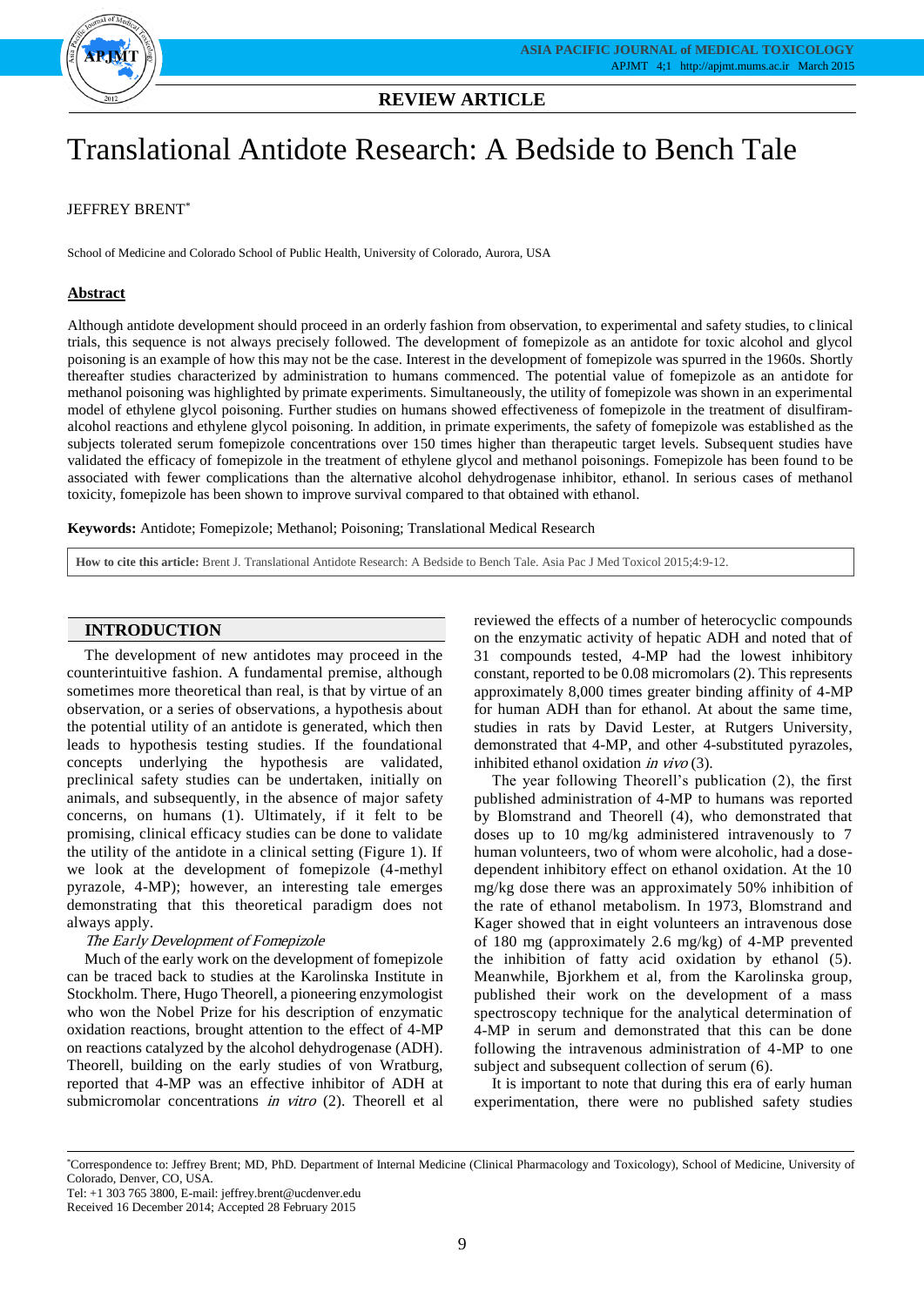**REVIEW ARTICLE**

# Translational Antidote Research: A Bedside to Bench Tale

JEFFREY BRENT[*]

School of Medicine and Colorado School of Public Health, University of Colorado, Aurora, USA

## Abstract

Although antidote development should proceed in an orderly fashion from observation, to experimental and safety studies, to clinical trials, this sequence is not always precisely followed. The development of fomepizole as an antidote for toxic alcohol and glycol poisoning is an example of how this may not be the case. Interest in the development of fomepizole was spurred in the 1960s. Shortly thereafter studies characterized by administration to humans commenced. The potential value of fomepizole as an antidote for methanol poisoning was highlighted by primate experiments. Simultaneously, the utility of fomepizole was shown in an experimental model of ethylene glycol poisoning. Further studies on humans showed effectiveness of fomepizole in the treatment of disulfiram-alcohol reactions and ethylene glycol poisoning. In addition, in primate experiments, the safety of fomepizole was established as the subjects tolerated serum fomepizole concentrations over 150 times higher than therapeutic target levels. Subsequent studies have validated the efficacy of fomepizole in the treatment of ethylene glycol and methanol poisonings. Fomepizole has been found to be associated with fewer complications than the alternative alcohol dehydrogenase inhibitor, ethanol. In serious cases of methanol toxicity, fomepizole has been shown to improve survival compared to that obtained with ethanol.

**Keywords:** Antidote; Fomepizole; Methanol; Poisoning; Translational Medical Research

**How to cite this article:** Brent J. Translational Antidote Research: A Bedside to Bench Tale. Asia Pac J Med Toxicol 2015;4:9-12.

## INTRODUCTION

The development of new antidotes may proceed in the counterintuitive fashion. A fundamental premise, although sometimes more theoretical than real, is that by virtue of an observation, or a series of observations, a hypothesis about the potential utility of an antidote is generated, which then leads to hypothesis testing studies. If the foundational concepts underlying the hypothesis are validated, preclinical safety studies can be undertaken, initially on animals, and subsequently, in the absence of major safety concerns, on humans (1). Ultimately, if it felt to be promising, clinical efficacy studies can be done to validate the utility of the antidote in a clinical setting (Figure 1). If we look at the development of fomepizole (4-methyl pyrazole, 4-MP); however, an interesting tale emerges demonstrating that this theoretical paradigm does not always apply.

*The Early Development of Fomepizole*

Much of the early work on the development of fomepizole can be traced back to studies at the Karolinska Institute in Stockholm. There, Hugo Theorell, a pioneering enzymologist who won the Nobel Prize for his description of enzymatic oxidation reactions, brought attention to the effect of 4-MP on reactions catalyzed by the alcohol dehydrogenase (ADH). Theorell, building on the early studies of von Wratburg, reported that 4-MP was an effective inhibitor of ADH at submicromolar concentrations *in vitro* (2). Theorell et al reviewed the effects of a number of heterocyclic compounds on the enzymatic activity of hepatic ADH and noted that of the 31 compounds tested, 4-MP had the lowest inhibitory constant, reported to be 0.08 micromolars (2). This represents approximately 8,000 times greater binding affinity of 4-MP for human ADH than for ethanol. At about the same time, studies in rats by David Lester, at Rutgers University, demonstrated that 4-MP, and other 4-substituted pyrazoles, inhibited ethanol oxidation *in vivo* (3).

The year following Theorell's publication (2), the first published administration of 4-MP to humans was reported by Blomstrand and Theorell (4), who demonstrated that doses up to 10 mg/kg administered intravenously to 7 human volunteers, two of whom were alcoholic, had a dose-dependent inhibitory effect on ethanol oxidation. At the 10 mg/kg dose there was an approximately 50% inhibition of the rate of ethanol metabolism. In 1973, Blomstrand and Kager showed that in eight volunteers an intravenous dose of 180 mg (approximately 2.6 mg/kg) of 4-MP prevented the inhibition of fatty acid oxidation by ethanol (5). Meanwhile, Bjorkhem et al, from the Karolinska group, published their work on the development of a mass spectroscopy technique for the analytical determination of 4-MP in serum and demonstrated that this can be done following the intravenous administration of 4-MP to one subject and subsequent collection of serum (6).

It is important to note that during this era of early human experimentation, there were no published safety studies

---

[*]Correspondence to: Jeffrey Brent; MD, PhD. Department of Internal Medicine (Clinical Pharmacology and Toxicology), School of Medicine, University of Colorado, Denver, CO, USA.

Tel: +1 303 765 3800, E-mail: jeffrey.brent@ucdenver.edu

Received 16 December 2014; Accepted 28 February 2015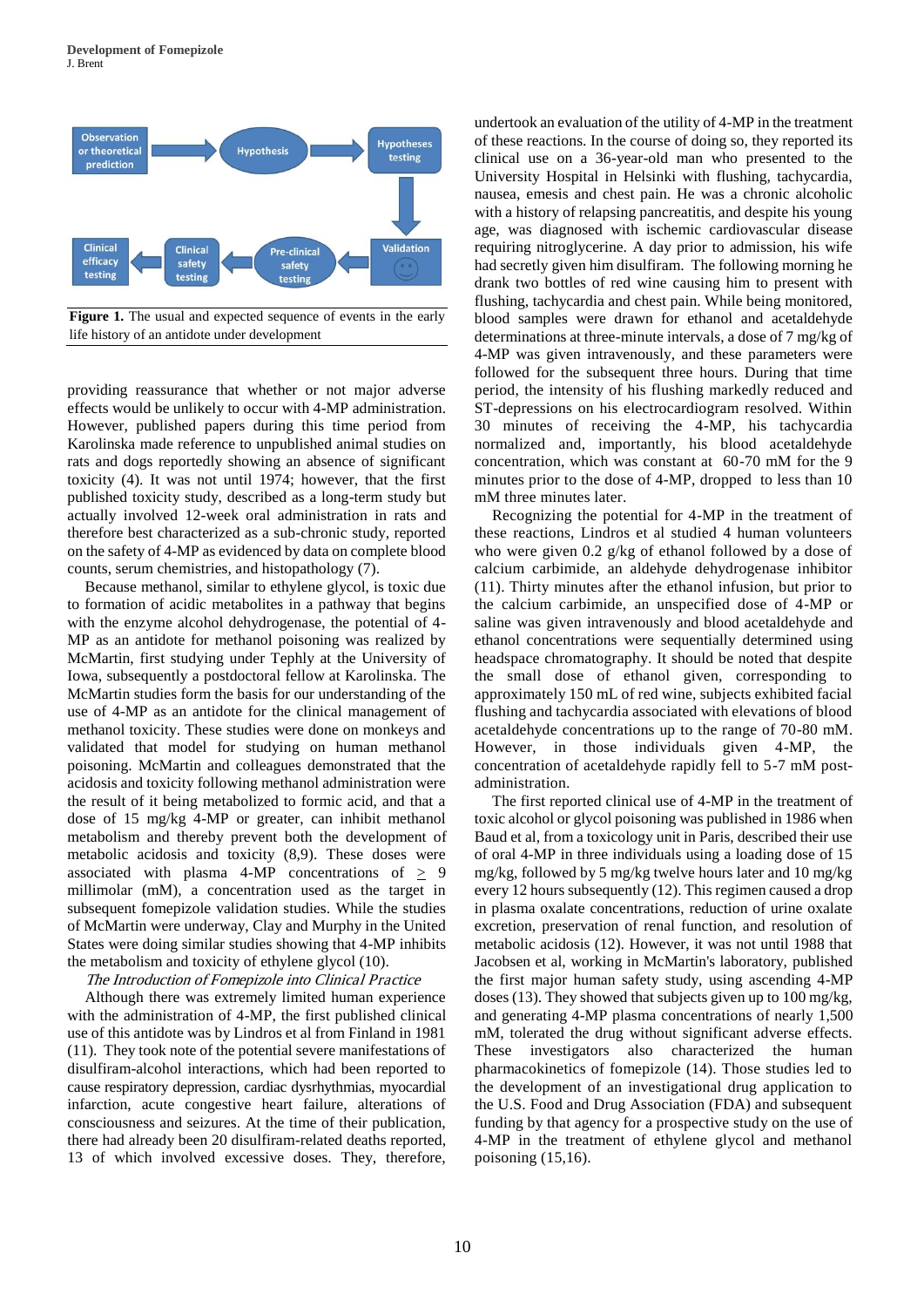Figure 1. The usual and expected sequence of events in the early life history of an antidote under development

providing reassurance that whether or not major adverse effects would be unlikely to occur with 4-MP administration. However, published papers during this time period from Karolinska made reference to unpublished animal studies on rats and dogs reportedly showing an absence of significant toxicity (4). It was not until 1974; however, that the first published toxicity study, described as a long-term study but actually involved 12-week oral administration in rats and therefore best characterized as a sub-chronic study, reported on the safety of 4-MP as evidenced by data on complete blood counts, serum chemistries, and histopathology (7).

Because methanol, similar to ethylene glycol, is toxic due to formation of acidic metabolites in a pathway that begins with the enzyme alcohol dehydrogenase, the potential of 4-MP as an antidote for methanol poisoning was realized by McMartin, first studying under Tephly at the University of Iowa, subsequently a postdoctoral fellow at Karolinska. The McMartin studies form the basis for our understanding of the use of 4-MP as an antidote for the clinical management of methanol toxicity. These studies were done on monkeys and validated that model for studying on human methanol poisoning. McMartin and colleagues demonstrated that the acidosis and toxicity following methanol administration were the result of it being metabolized to formic acid, and that a dose of 15 mg/kg 4-MP or greater, can inhibit methanol metabolism and thereby prevent both the development of metabolic acidosis and toxicity (8,9). These doses were associated with plasma 4-MP concentrations of $\geq$ 9 millimolar (mM), a concentration used as the target in subsequent fomepizole validation studies. While the studies of McMartin were underway, Clay and Murphy in the United States were doing similar studies showing that 4-MP inhibits the metabolism and toxicity of ethylene glycol (10).

*The Introduction of Fomepizole into Clinical Practice*

Although there was extremely limited human experience with the administration of 4-MP, the first published clinical use of this antidote was by Lindros et al from Finland in 1981 (11). They took note of the potential severe manifestations of disulfiram-alcohol interactions, which had been reported to cause respiratory depression, cardiac dysrhythmias, myocardial infarction, acute congestive heart failure, alterations of consciousness and seizures. At the time of their publication, there had already been 20 disulfiram-related deaths reported, 13 of which involved excessive doses. They, therefore, undertook an evaluation of the utility of 4-MP in the treatment of these reactions. In the course of doing so, they reported its clinical use on a 36-year-old man who presented to the University Hospital in Helsinki with flushing, tachycardia, nausea, emesis and chest pain. He was a chronic alcoholic with a history of relapsing pancreatitis, and despite his young age, was diagnosed with ischemic cardiovascular disease requiring nitroglycerine. A day prior to admission, his wife had secretly given him disulfiram. The following morning he drank two bottles of red wine causing him to present with flushing, tachycardia and chest pain. While being monitored, blood samples were drawn for ethanol and acetaldehyde determinations at three-minute intervals, a dose of 7 mg/kg of 4-MP was given intravenously, and these parameters were followed for the subsequent three hours. During that time period, the intensity of his flushing markedly reduced and ST-depressions on his electrocardiogram resolved. Within 30 minutes of receiving the 4-MP, his tachycardia normalized and, importantly, his blood acetaldehyde concentration, which was constant at 60-70 mM for the 9 minutes prior to the dose of 4-MP, dropped to less than 10 mM three minutes later.

Recognizing the potential for 4-MP in the treatment of these reactions, Lindros et al studied 4 human volunteers who were given 0.2 g/kg of ethanol followed by a dose of calcium carbimide, an aldehyde dehydrogenase inhibitor (11). Thirty minutes after the ethanol infusion, but prior to the calcium carbimide, an unspecified dose of 4-MP or saline was given intravenously and blood acetaldehyde and ethanol concentrations were sequentially determined using headspace chromatography. It should be noted that despite the small dose of ethanol given, corresponding to approximately 150 mL of red wine, subjects exhibited facial flushing and tachycardia associated with elevations of blood acetaldehyde concentrations up to the range of 70-80 mM. However, in those individuals given 4-MP, the concentration of acetaldehyde rapidly fell to 5-7 mM post-administration.

The first reported clinical use of 4-MP in the treatment of toxic alcohol or glycol poisoning was published in 1986 when Baud et al, from a toxicology unit in Paris, described their use of oral 4-MP in three individuals using a loading dose of 15 mg/kg, followed by 5 mg/kg twelve hours later and 10 mg/kg every 12 hours subsequently (12). This regimen caused a drop in plasma oxalate concentrations, reduction of urine oxalate excretion, preservation of renal function, and resolution of metabolic acidosis (12). However, it was not until 1988 that Jacobsen et al, working in McMartin's laboratory, published the first major human safety study, using escalating 4-MP doses (13). They showed that subjects given up to 100 mg/kg, and generating 4-MP plasma concentrations of nearly 1,500 mM, tolerated the drug without significant adverse effects. These investigators also characterized the human pharmacokinetics of fomepizole (14). Those studies led to the development of an investigational drug application to the U.S. Food and Drug Association (FDA) and subsequent funding by that agency for a prospective study on the use of 4-MP in the treatment of ethylene glycol and methanol poisoning (15,16).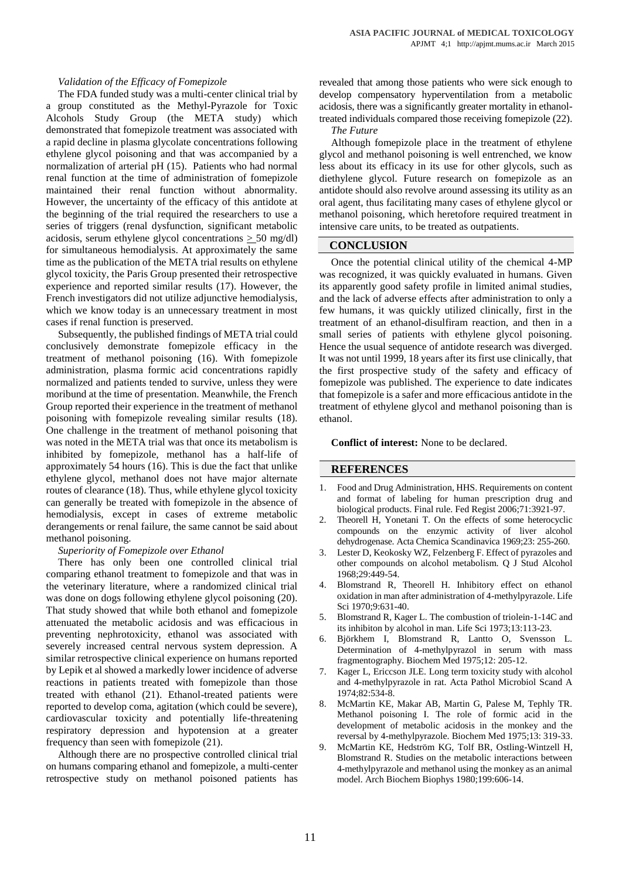*Validation of the Efficacy of Fomepizole*

The FDA funded study was a multi-center clinical trial by a group constituted as the Methyl-Pyrazole for Toxic Alcohols Study Group (the META study) which demonstrated that fomepizole treatment was associated with a rapid decline in plasma glycolate concentrations following ethylene glycol poisoning and that was accompanied by a normalization of arterial pH (15). Patients who had normal renal function at the time of administration of fomepizole maintained their renal function without abnormality. However, the uncertainty of the efficacy of this antidote at the beginning of the trial required the researchers to use a series of triggers (renal dysfunction, significant metabolic acidosis, serum ethylene glycol concentrations $\geq$ 50 mg/dl) for simultaneous hemodialysis. At approximately the same time as the publication of the META trial results on ethylene glycol toxicity, the Paris Group presented their retrospective experience and reported similar results (17). However, the French investigators did not utilize adjunctive hemodialysis, which we know today is an unnecessary treatment in most cases if renal function is preserved.

Subsequently, the published findings of META trial could conclusively demonstrate fomepizole efficacy in the treatment of methanol poisoning (16). With fomepizole administration, plasma formic acid concentrations rapidly normalized and patients tended to survive, unless they were moribund at the time of presentation. Meanwhile, the French Group reported their experience in the treatment of methanol poisoning with fomepizole revealing similar results (18). One challenge in the treatment of methanol poisoning that was noted in the META trial was that once its metabolism is inhibited by fomepizole, methanol has a half-life of approximately 54 hours (16). This is due the fact that unlike ethylene glycol, methanol does not have major alternate routes of clearance (18). Thus, while ethylene glycol toxicity can generally be treated with fomepizole in the absence of hemodialysis, except in cases of extreme metabolic derangements or renal failure, the same cannot be said about methanol poisoning.

*Superiority of Fomepizole over Ethanol*

There has only been one controlled clinical trial comparing ethanol treatment to fomepizole and that was in the veterinary literature, where a randomized clinical trial was done on dogs following ethylene glycol poisoning (20). That study showed that while both ethanol and fomepizole attenuated the metabolic acidosis and was efficacious in preventing nephrotoxicity, ethanol was associated with severely increased central nervous system depression. A similar retrospective clinical experience on humans reported by Lepik et al showed a markedly lower incidence of adverse reactions in patients treated with fomepizole than those treated with ethanol (21). Ethanol-treated patients were reported to develop coma, agitation (which could be severe), cardiovascular toxicity and potentially life-threatening respiratory depression and hypotension at a greater frequency than seen with fomepizole (21).

Although there are no prospective controlled clinical trial on humans comparing ethanol and fomepizole, a multi-center retrospective study on methanol poisoned patients has revealed that among those patients who were sick enough to develop compensatory hyperventilation from a metabolic acidosis, there was a significantly greater mortality in ethanol-treated individuals compared those receiving fomepizole (22).

*The Future*

Although fomepizole place in the treatment of ethylene glycol and methanol poisoning is well entrenched, we know less about its efficacy in its use for other glycols, such as diethylene glycol. Future research on fomepizole as an antidote should also revolve around assessing its utility as an oral agent, thus facilitating many cases of ethylene glycol or methanol poisoning, which heretofore required treatment in intensive care units, to be treated as outpatients.

## CONCLUSION

Once the potential clinical utility of the chemical 4-MP was recognized, it was quickly evaluated in humans. Given its apparently good safety profile in limited animal studies, and the lack of adverse effects after administration to only a few humans, it was quickly utilized clinically, first in the treatment of an ethanol-disulfiram reaction, and then in a small series of patients with ethylene glycol poisoning. Hence the usual sequence of antidote research was diverged. It was not until 1999, 18 years after its first use clinically, that the first prospective study of the safety and efficacy of fomepizole was published. The experience to date indicates that fomepizole is a safer and more efficacious antidote in the treatment of ethylene glycol and methanol poisoning than is ethanol.

**Conflict of interest:** None to be declared.

## REFERENCES

1. Food and Drug Administration, HHS. Requirements on content and format of labeling for human prescription drug and biological products. Final rule. Fed Regist 2006;71:3921-97.
2. Theorell H, Yonetani T. On the effects of some heterocyclic compounds on the enzymic activity of liver alcohol dehydrogenase. Acta Chemica Scandinavica 1969;23: 255-260.
3. Lester D, Keokosky WZ, Felzenberg F. Effect of pyrazoles and other compounds on alcohol metabolism. Q J Stud Alcohol 1968;29:449-54.
4. Blomstrand R, Theorell H. Inhibitory effect on ethanol oxidation in man after administration of 4-methylpyrazole. Life Sci 1970;9:631-40.
5. Blomstrand R, Kager L. The combustion of triolein-1-14C and its inhibiton by alcohol in man. Life Sci 1973;13:113-23.
6. Björkhem I, Blomstrand R, Lantto O, Svensson L. Determination of 4-methylpyrazol in serum with mass fragmentography. Biochem Med 1975;12: 205-12.
7. Kager L, Ericcson JLE. Long term toxicity study with alcohol and 4-methylpyrazole in rat. Acta Pathol Microbiol Scand A 1974;82:534-8.
8. McMartin KE, Makar AB, Martin G, Palese M, Tephly TR. Methanol poisoning I. The role of formic acid in the development of metabolic acidosis in the monkey and the reversal by 4-methylpyrazole. Biochem Med 1975;13: 319-33.
9. McMartin KE, Hedström KG, Tolf BR, Ostling-Wintzell H, Blomstrand R. Studies on the metabolic interactions between 4-methylpyrazole and methanol using the monkey as an animal model. Arch Biochem Biophys 1980;199:606-14.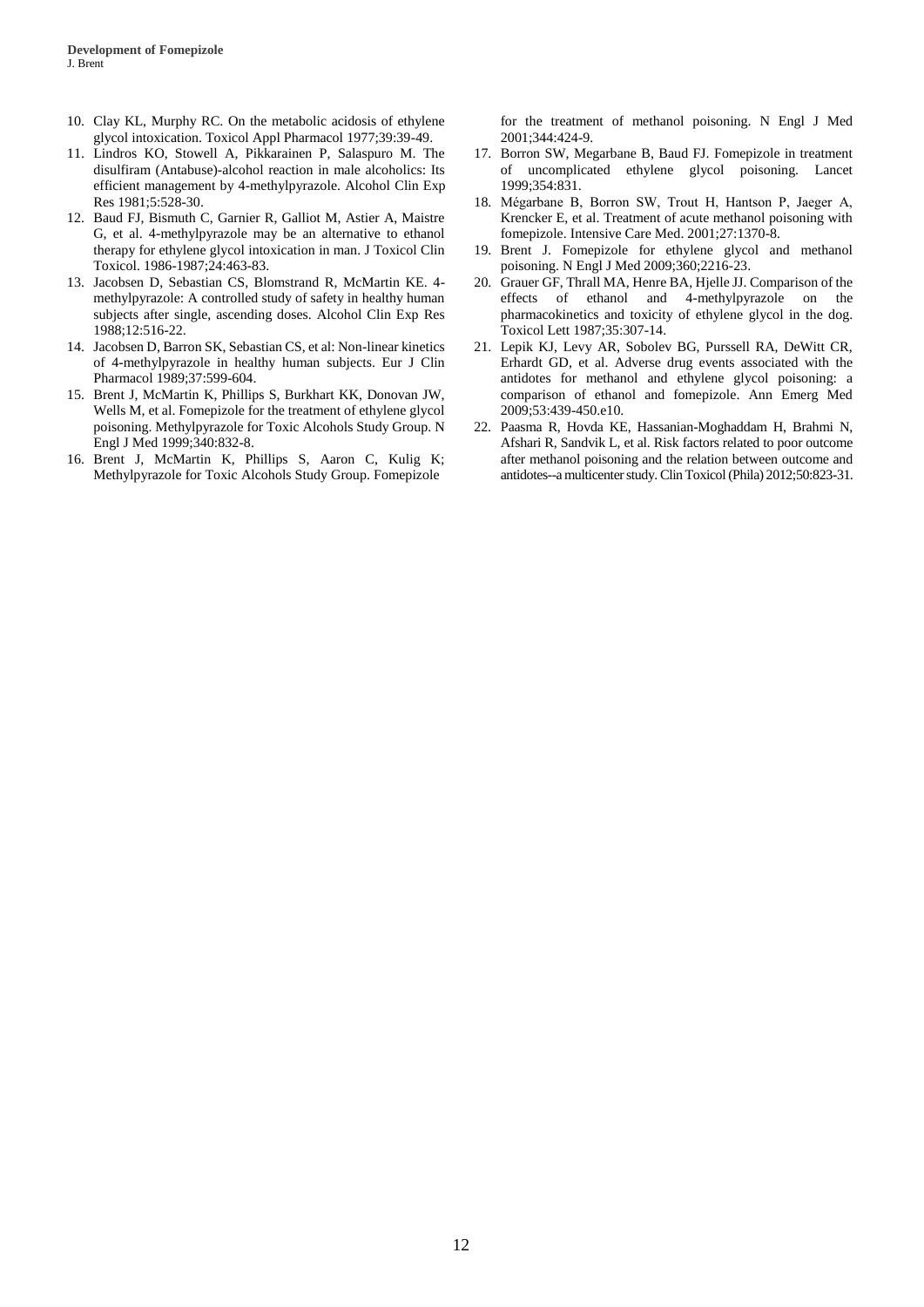10. Clay KL, Murphy RC. On the metabolic acidosis of ethylene glycol intoxication. Toxicol Appl Pharmacol 1977;39:39-49.
11. Lindros KO, Stowell A, Pikkarainen P, Salaspuro M. The disulfiram (Antabuse)-alcohol reaction in male alcoholics: Its efficient management by 4-methylpyrazole. Alcohol Clin Exp Res 1981;5:528-30.
12. Baud FJ, Bismuth C, Garnier R, Galliot M, Astier A, Maistre G, et al. 4-methylpyrazole may be an alternative to ethanol therapy for ethylene glycol intoxication in man. J Toxicol Clin Toxicol. 1986-1987;24:463-83.
13. Jacobsen D, Sebastian CS, Blomstrand R, McMartin KE. 4-methylpyrazole: A controlled study of safety in healthy human subjects after single, ascending doses. Alcohol Clin Exp Res 1988;12:516-22.
14. Jacobsen D, Barron SK, Sebastian CS, et al: Non-linear kinetics of 4-methylpyrazole in healthy human subjects. Eur J Clin Pharmacol 1989;37:599-604.
15. Brent J, McMartin K, Phillips S, Burkhart KK, Donovan JW, Wells M, et al. Fomepizole for the treatment of ethylene glycol poisoning. Methylpyrazole for Toxic Alcohols Study Group. N Engl J Med 1999;340:832-8.
16. Brent J, McMartin K, Phillips S, Aaron C, Kulig K; Methylpyrazole for Toxic Alcohols Study Group. Fomepizole for the treatment of methanol poisoning. N Engl J Med 2001;344:424-9.
17. Borron SW, Megarbane B, Baud FJ. Fomepizole in treatment of uncomplicated ethylene glycol poisoning. Lancet 1999;354:831.
18. Mégarbane B, Borron SW, Trout H, Hantson P, Jaeger A, Krencker E, et al. Treatment of acute methanol poisoning with fomepizole. Intensive Care Med. 2001;27:1370-8.
19. Brent J. Fomepizole for ethylene glycol and methanol poisoning. N Engl J Med 2009;360;2216-23.
20. Grauer GF, Thrall MA, Henre BA, Hjelle JJ. Comparison of the effects of ethanol and 4-methylpyrazole on the pharmacokinetics and toxicity of ethylene glycol in the dog. Toxicol Lett 1987;35:307-14.
21. Lepik KJ, Levy AR, Sobolev BG, Purssell RA, DeWitt CR, Erhardt GD, et al. Adverse drug events associated with the antidotes for methanol and ethylene glycol poisoning: a comparison of ethanol and fomepizole. Ann Emerg Med 2009;53:439-450.e10.
22. Paasma R, Hovda KE, Hassanian-Moghaddam H, Brahmi N, Afshari R, Sandvik L, et al. Risk factors related to poor outcome after methanol poisoning and the relation between outcome and antidotes--a multicenter study. Clin Toxicol (Phila) 2012;50:823-31.